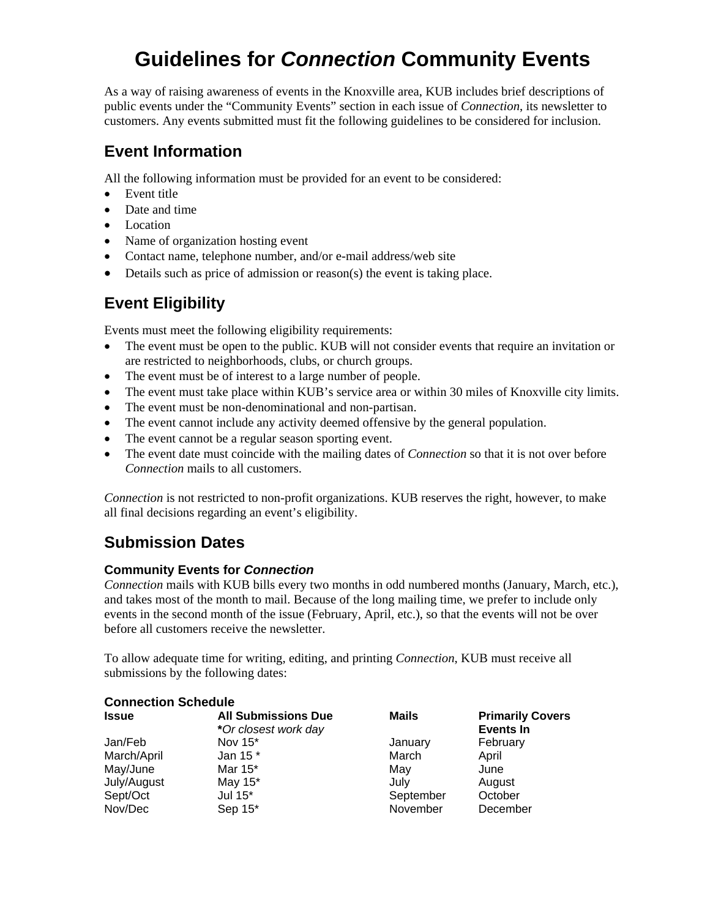# Guidelines for *Connection* Community Events

As a way of raising awareness of events in the Knoxville area, KUB includes brief descriptions of public events under the "Community Events" section in each issue of *Connection*, its newsletter to customers. Any events submitted must fit the following guidelines to be considered for inclusion.

## Event Information

All the following information must be provided for an event to be considered:

- Event title
- Date and time
- Location
- Name of organization hosting event
- Contact name, telephone number, and/or e-mail address/web site
- Details such as price of admission or reason(s) the event is taking place.

## Event Eligibility

Events must meet the following eligibility requirements:

- The event must be open to the public. KUB will not consider events that require an invitation or are restricted to neighborhoods, clubs, or church groups.
- The event must be of interest to a large number of people.
- The event must take place within KUB's service area or within 30 miles of Knoxville city limits.
- The event must be non-denominational and non-partisan.
- The event cannot include any activity deemed offensive by the general population.
- The event cannot be a regular season sporting event.
- The event date must coincide with the mailing dates of *Connection* so that it is not over before *Connection* mails to all customers.

*Connection* is not restricted to non-profit organizations. KUB reserves the right, however, to make all final decisions regarding an event's eligibility.

## Submission Dates

### Community Events for *Connection*

*Connection* mails with KUB bills every two months in odd numbered months (January, March, etc.), and takes most of the month to mail. Because of the long mailing time, we prefer to include only events in the second month of the issue (February, April, etc.), so that the events will not be over before all customers receive the newsletter.

To allow adequate time for writing, editing, and printing *Connection*, KUB must receive all submissions by the following dates:

**Connection Schedule**

| Issue | All Submissions Due<br>*\*Or closest work day* | Mails | Primarily Covers Events In |
|---|---|---|---|
| Jan/Feb | Nov 15* | January | February |
| March/April | Jan 15 * | March | April |
| May/June | Mar 15* | May | June |
| July/August | May 15* | July | August |
| Sept/Oct | Jul 15* | September | October |
| Nov/Dec | Sep 15* | November | December |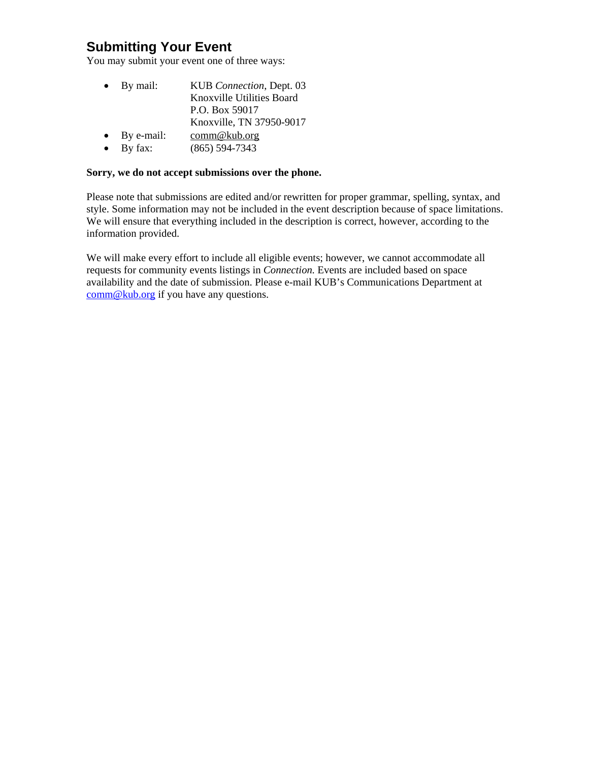## Submitting Your Event

You may submit your event one of three ways:

- By mail: KUB *Connection*, Dept. 03
  Knoxville Utilities Board
  P.O. Box 59017
  Knoxville, TN 37950-9017
- By e-mail: comm@kub.org
- By fax: (865) 594-7343

**Sorry, we do not accept submissions over the phone.**

Please note that submissions are edited and/or rewritten for proper grammar, spelling, syntax, and style. Some information may not be included in the event description because of space limitations. We will ensure that everything included in the description is correct, however, according to the information provided.

We will make every effort to include all eligible events; however, we cannot accommodate all requests for community events listings in *Connection.* Events are included based on space availability and the date of submission. Please e-mail KUB's Communications Department at comm@kub.org if you have any questions.